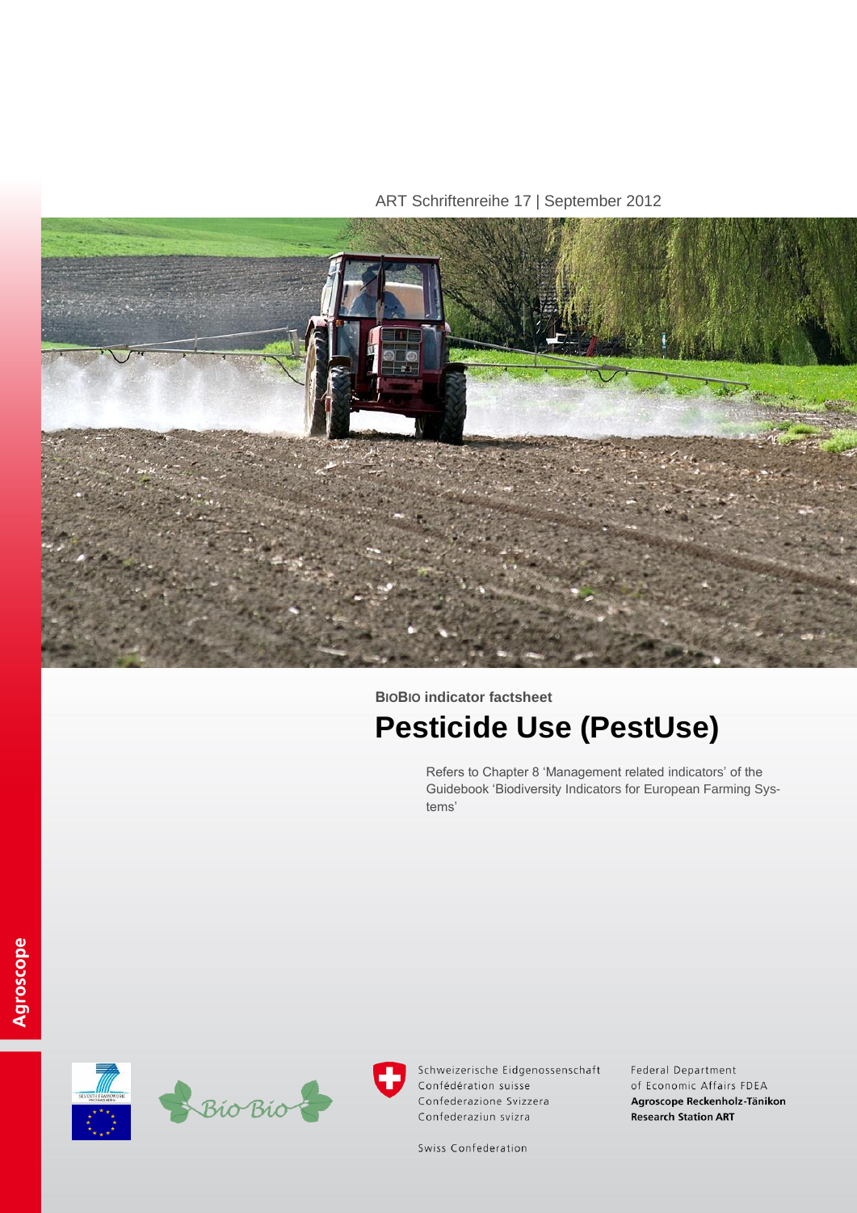ART Schriftenreihe 17 | September 2012

**BIOBIO indicator factsheet**

# Pesticide Use (PestUse)

Refers to Chapter 8 'Management related indicators' of the Guidebook 'Biodiversity Indicators for European Farming Systems'

Agroscope

Schweizerische Eidgenossenschaft
Confédération suisse
Confederazione Svizzera
Confederaziun svizra

Swiss Confederation

Federal Department of Economic Affairs FDEA
**Agroscope Reckenholz-Tänikon Research Station ART**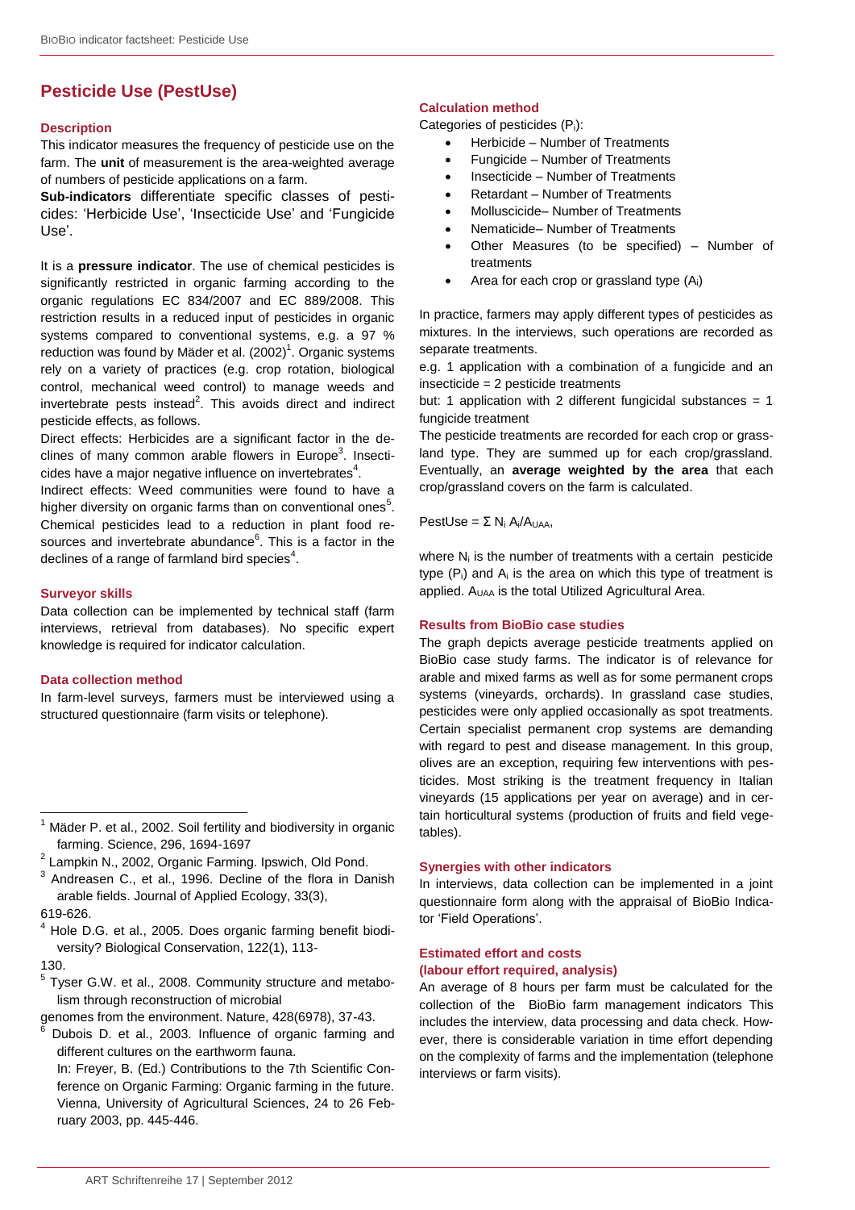## Pesticide Use (PestUse)

### Description

This indicator measures the frequency of pesticide use on the farm. The **unit** of measurement is the area-weighted average of numbers of pesticide applications on a farm.

**Sub-indicators** differentiate specific classes of pesticides: 'Herbicide Use', 'Insecticide Use' and 'Fungicide Use'.

It is a **pressure indicator**. The use of chemical pesticides is significantly restricted in organic farming according to the organic regulations EC 834/2007 and EC 889/2008. This restriction results in a reduced input of pesticides in organic systems compared to conventional systems, e.g. a 97 % reduction was found by Mäder et al. (2002)[1]. Organic systems rely on a variety of practices (e.g. crop rotation, biological control, mechanical weed control) to manage weeds and invertebrate pests instead[2]. This avoids direct and indirect pesticide effects, as follows.

Direct effects: Herbicides are a significant factor in the declines of many common arable flowers in Europe[3]. Insecticides have a major negative influence on invertebrates[4].

Indirect effects: Weed communities were found to have a higher diversity on organic farms than on conventional ones[5]. Chemical pesticides lead to a reduction in plant food resources and invertebrate abundance[6]. This is a factor in the declines of a range of farmland bird species[4].

### Surveyor skills

Data collection can be implemented by technical staff (farm interviews, retrieval from databases). No specific expert knowledge is required for indicator calculation.

### Data collection method

In farm-level surveys, farmers must be interviewed using a structured questionnaire (farm visits or telephone).

### Calculation method

Categories of pesticides ($P_i$):

- Herbicide – Number of Treatments
- Fungicide – Number of Treatments
- Insecticide – Number of Treatments
- Retardant – Number of Treatments
- Molluscicide– Number of Treatments
- Nematicide– Number of Treatments
- Other Measures (to be specified) – Number of treatments
- Area for each crop or grassland type ($A_i$)

In practice, farmers may apply different types of pesticides as mixtures. In the interviews, such operations are recorded as separate treatments.

e.g. 1 application with a combination of a fungicide and an insecticide = 2 pesticide treatments

but: 1 application with 2 different fungicidal substances = 1 fungicide treatment

The pesticide treatments are recorded for each crop or grassland type. They are summed up for each crop/grassland. Eventually, an **average weighted by the area** that each crop/grassland covers on the farm is calculated.

$$PestUse = \Sigma\, N_i\, A_i / A_{UAA},$$

where $N_i$ is the number of treatments with a certain pesticide type ($P_i$) and $A_i$ is the area on which this type of treatment is applied. $A_{UAA}$ is the total Utilized Agricultural Area.

### Results from BioBio case studies

The graph depicts average pesticide treatments applied on BioBio case study farms. The indicator is of relevance for arable and mixed farms as well as for some permanent crops systems (vineyards, orchards). In grassland case studies, pesticides were only applied occasionally as spot treatments. Certain specialist permanent crop systems are demanding with regard to pest and disease management. In this group, olives are an exception, requiring few interventions with pesticides. Most striking is the treatment frequency in Italian vineyards (15 applications per year on average) and in certain horticultural systems (production of fruits and field vegetables).

### Synergies with other indicators

In interviews, data collection can be implemented in a joint questionnaire form along with the appraisal of BioBio Indicator 'Field Operations'.

### Estimated effort and costs (labour effort required, analysis)

An average of 8 hours per farm must be calculated for the collection of the BioBio farm management indicators This includes the interview, data processing and data check. However, there is considerable variation in time effort depending on the complexity of farms and the implementation (telephone interviews or farm visits).

---

[1] Mäder P. et al., 2002. Soil fertility and biodiversity in organic farming. Science, 296, 1694-1697

[2] Lampkin N., 2002, Organic Farming. Ipswich, Old Pond.

[3] Andreasen C., et al., 1996. Decline of the flora in Danish arable fields. Journal of Applied Ecology, 33(3), 619-626.

[4] Hole D.G. et al., 2005. Does organic farming benefit biodiversity? Biological Conservation, 122(1), 113-130.

[5] Tyser G.W. et al., 2008. Community structure and metabolism through reconstruction of microbial genomes from the environment. Nature, 428(6978), 37-43.

[6] Dubois D. et al., 2003. Influence of organic farming and different cultures on the earthworm fauna. In: Freyer, B. (Ed.) Contributions to the 7th Scientific Conference on Organic Farming: Organic farming in the future. Vienna, University of Agricultural Sciences, 24 to 26 February 2003, pp. 445-446.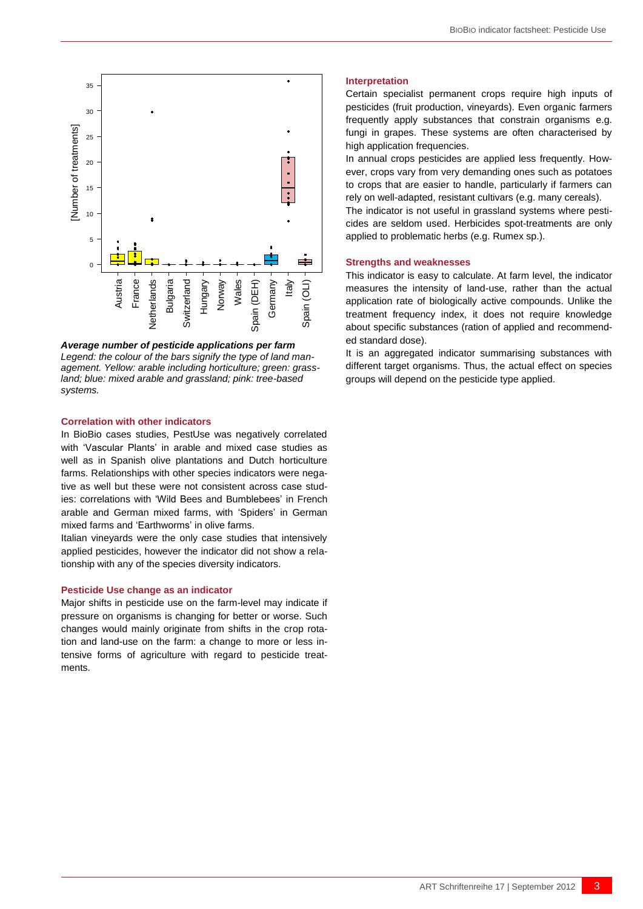*Average number of pesticide applications per farm*
*Legend: the colour of the bars signify the type of land management. Yellow: arable including horticulture; green: grassland; blue: mixed arable and grassland; pink: tree-based systems.*

## Correlation with other indicators

In BioBio cases studies, PestUse was negatively correlated with 'Vascular Plants' in arable and mixed case studies as well as in Spanish olive plantations and Dutch horticulture farms. Relationships with other species indicators were negative as well but these were not consistent across case studies: correlations with 'Wild Bees and Bumblebees' in French arable and German mixed farms, with 'Spiders' in German mixed farms and 'Earthworms' in olive farms.

Italian vineyards were the only case studies that intensively applied pesticides, however the indicator did not show a relationship with any of the species diversity indicators.

## Pesticide Use change as an indicator

Major shifts in pesticide use on the farm-level may indicate if pressure on organisms is changing for better or worse. Such changes would mainly originate from shifts in the crop rotation and land-use on the farm: a change to more or less intensive forms of agriculture with regard to pesticide treatments.

## Interpretation

Certain specialist permanent crops require high inputs of pesticides (fruit production, vineyards). Even organic farmers frequently apply substances that constrain organisms e.g. fungi in grapes. These systems are often characterised by high application frequencies.

In annual crops pesticides are applied less frequently. However, crops vary from very demanding ones such as potatoes to crops that are easier to handle, particularly if farmers can rely on well-adapted, resistant cultivars (e.g. many cereals).

The indicator is not useful in grassland systems where pesticides are seldom used. Herbicides spot-treatments are only applied to problematic herbs (e.g. Rumex sp.).

## Strengths and weaknesses

This indicator is easy to calculate. At farm level, the indicator measures the intensity of land-use, rather than the actual application rate of biologically active compounds. Unlike the treatment frequency index, it does not require knowledge about specific substances (ration of applied and recommended standard dose).

It is an aggregated indicator summarising substances with different target organisms. Thus, the actual effect on species groups will depend on the pesticide type applied.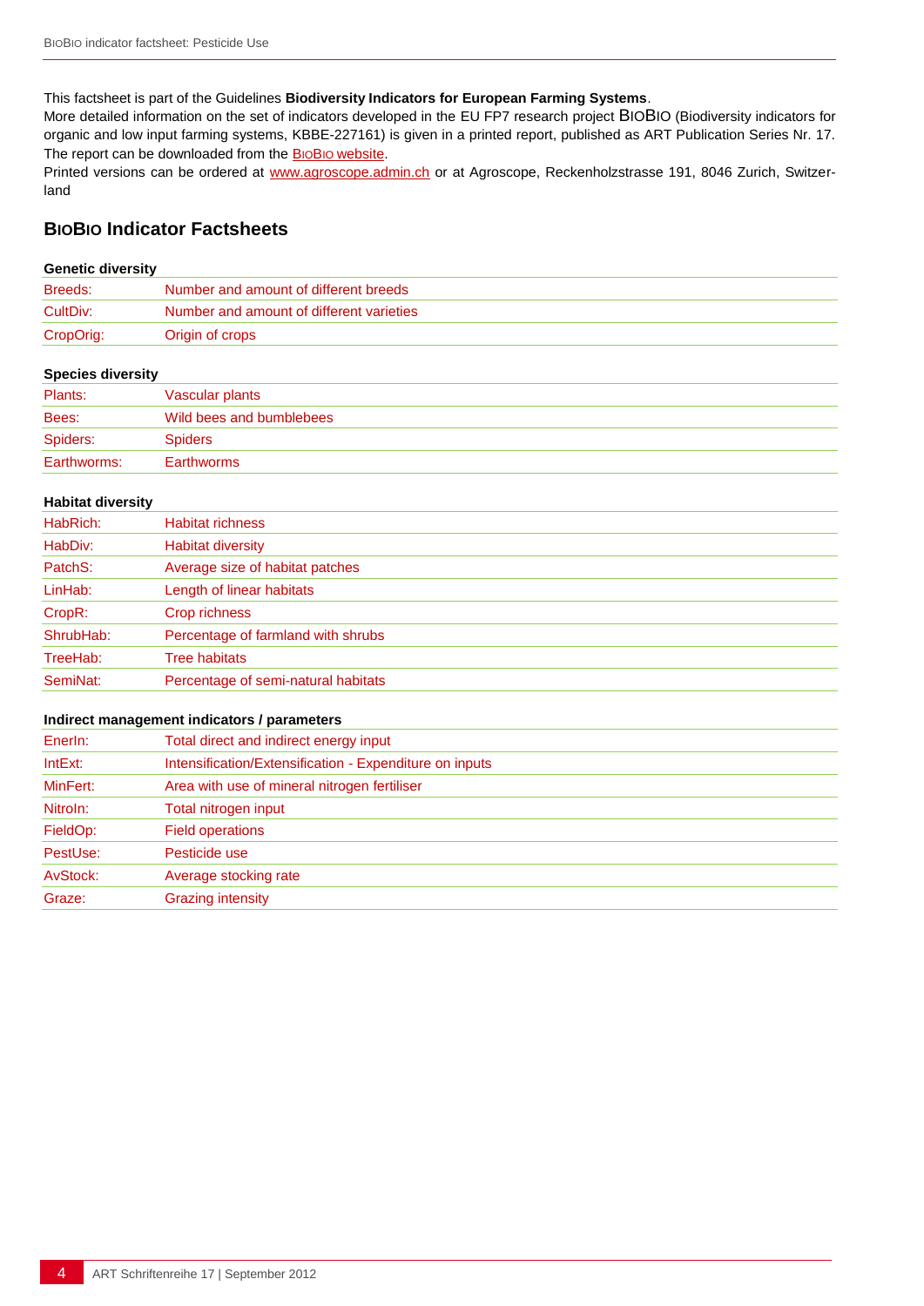This factsheet is part of the Guidelines **Biodiversity Indicators for European Farming Systems**.
More detailed information on the set of indicators developed in the EU FP7 research project BIOBIO (Biodiversity indicators for organic and low input farming systems, KBBE-227161) is given in a printed report, published as ART Publication Series Nr. 17. The report can be downloaded from the BIOBIO website.
Printed versions can be ordered at www.agroscope.admin.ch or at Agroscope, Reckenholzstrasse 191, 8046 Zurich, Switzerland

## BIOBIO Indicator Factsheets

**Genetic diversity**

| | |
|---|---|
| Breeds: | Number and amount of different breeds |
| CultDiv: | Number and amount of different varieties |
| CropOrig: | Origin of crops |

**Species diversity**

| | |
|---|---|
| Plants: | Vascular plants |
| Bees: | Wild bees and bumblebees |
| Spiders: | Spiders |
| Earthworms: | Earthworms |

**Habitat diversity**

| | |
|---|---|
| HabRich: | Habitat richness |
| HabDiv: | Habitat diversity |
| PatchS: | Average size of habitat patches |
| LinHab: | Length of linear habitats |
| CropR: | Crop richness |
| ShrubHab: | Percentage of farmland with shrubs |
| TreeHab: | Tree habitats |
| SemiNat: | Percentage of semi-natural habitats |

**Indirect management indicators / parameters**

| | |
|---|---|
| EnerIn: | Total direct and indirect energy input |
| IntExt: | Intensification/Extensification - Expenditure on inputs |
| MinFert: | Area with use of mineral nitrogen fertiliser |
| NitroIn: | Total nitrogen input |
| FieldOp: | Field operations |
| PestUse: | Pesticide use |
| AvStock: | Average stocking rate |
| Graze: | Grazing intensity |